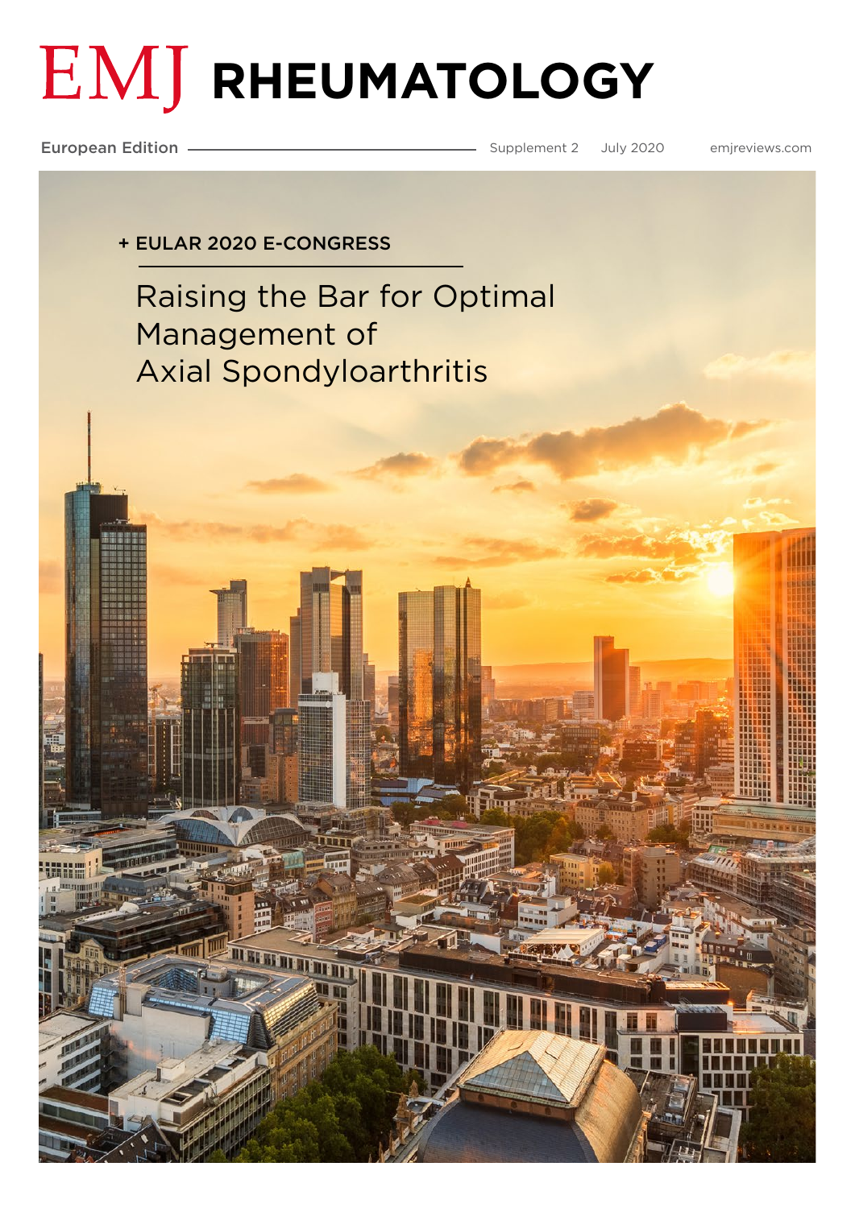# EMJ RHEUMATOLOGY

European Edition — Supplement 2 — July 2020 — emjreviews.com

+ EULAR 2020 E-CONGRESS

## Raising the Bar for Optimal Management of Axial Spondyloarthritis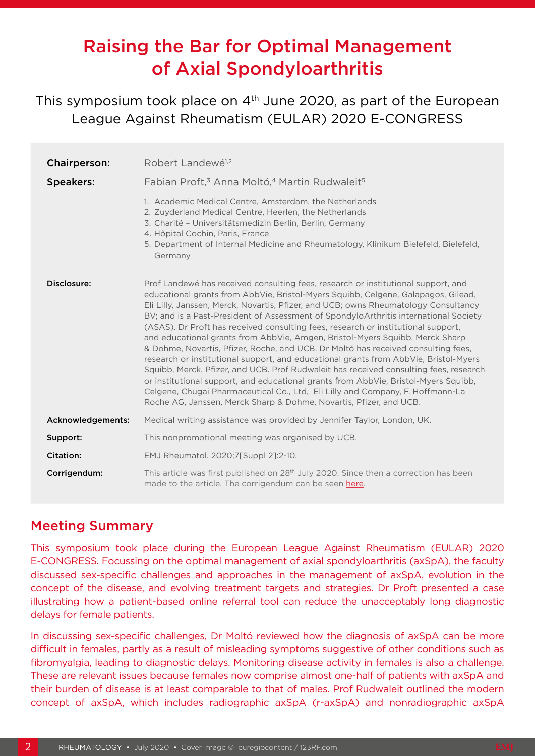# Raising the Bar for Optimal Management of Axial Spondyloarthritis

This symposium took place on 4th June 2020, as part of the European League Against Rheumatism (EULAR) 2020 E-CONGRESS

**Chairperson:** Robert Landewé[1,2]

**Speakers:** Fabian Proft,[3] Anna Moltó,[4] Martin Rudwaleit[5]

1. Academic Medical Centre, Amsterdam, the Netherlands
2. Zuyderland Medical Centre, Heerlen, the Netherlands
3. Charité – Universitätsmedizin Berlin, Berlin, Germany
4. Hôpital Cochin, Paris, France
5. Department of Internal Medicine and Rheumatology, Klinikum Bielefeld, Bielefeld, Germany

**Disclosure:** Prof Landewé has received consulting fees, research or institutional support, and educational grants from AbbVie, Bristol-Myers Squibb, Celgene, Galapagos, Gilead, Eli Lilly, Janssen, Merck, Novartis, Pfizer, and UCB; owns Rheumatology Consultancy BV; and is a Past-President of Assessment of SpondyloArthritis international Society (ASAS). Dr Proft has received consulting fees, research or institutional support, and educational grants from AbbVie, Amgen, Bristol-Myers Squibb, Merck Sharp & Dohme, Novartis, Pfizer, Roche, and UCB. Dr Moltó has received consulting fees, research or institutional support, and educational grants from AbbVie, Bristol-Myers Squibb, Merck, Pfizer, and UCB. Prof Rudwaleit has received consulting fees, research or institutional support, and educational grants from AbbVie, Bristol-Myers Squibb, Celgene, Chugai Pharmaceutical Co., Ltd, Eli Lilly and Company, F. Hoffmann-La Roche AG, Janssen, Merck Sharp & Dohme, Novartis, Pfizer, and UCB.

**Acknowledgements:** Medical writing assistance was provided by Jennifer Taylor, London, UK.

**Support:** This nonpromotional meeting was organised by UCB.

**Citation:** EMJ Rheumatol. 2020;7[Suppl 2]:2-10.

**Corrigendum:** This article was first published on 28th July 2020. Since then a correction has been made to the article. The corrigendum can be seen here.

## Meeting Summary

This symposium took place during the European League Against Rheumatism (EULAR) 2020 E-CONGRESS. Focussing on the optimal management of axial spondyloarthritis (axSpA), the faculty discussed sex-specific challenges and approaches in the management of axSpA, evolution in the concept of the disease, and evolving treatment targets and strategies. Dr Proft presented a case illustrating how a patient-based online referral tool can reduce the unacceptably long diagnostic delays for female patients.

In discussing sex-specific challenges, Dr Moltó reviewed how the diagnosis of axSpA can be more difficult in females, partly as a result of misleading symptoms suggestive of other conditions such as fibromyalgia, leading to diagnostic delays. Monitoring disease activity in females is also a challenge. These are relevant issues because females now comprise almost one-half of patients with axSpA and their burden of disease is at least comparable to that of males. Prof Rudwaleit outlined the modern concept of axSpA, which includes radiographic axSpA (r-axSpA) and nonradiographic axSpA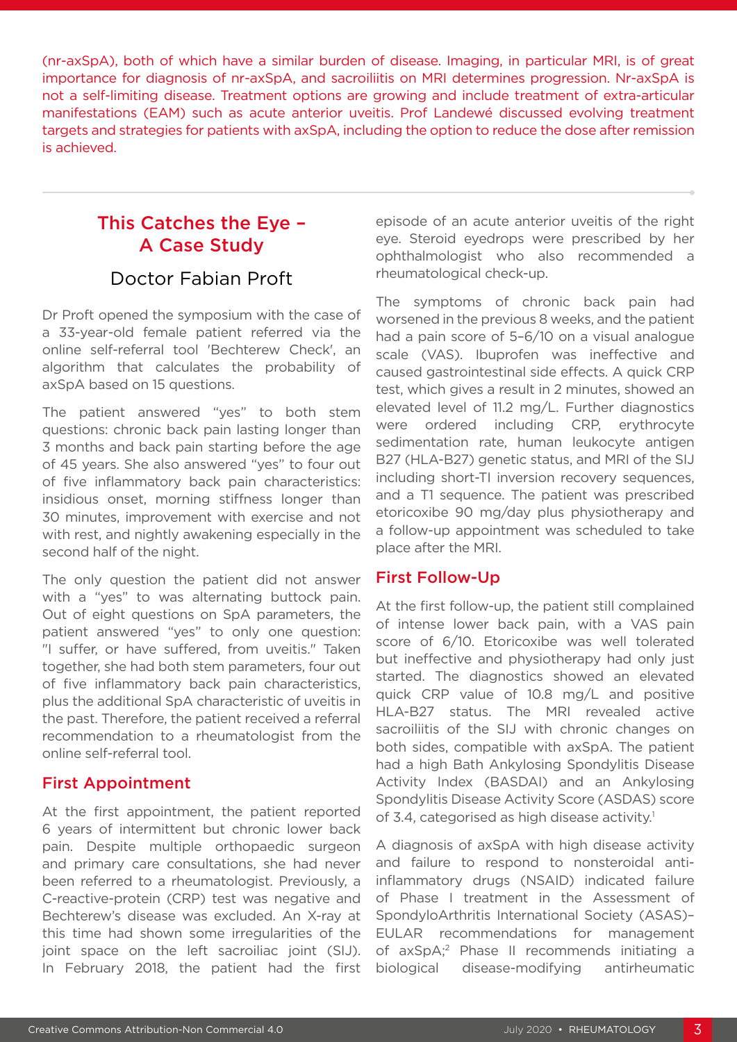(nr-axSpA), both of which have a similar burden of disease. Imaging, in particular MRI, is of great importance for diagnosis of nr-axSpA, and sacroiliitis on MRI determines progression. Nr-axSpA is not a self-limiting disease. Treatment options are growing and include treatment of extra-articular manifestations (EAM) such as acute anterior uveitis. Prof Landewé discussed evolving treatment targets and strategies for patients with axSpA, including the option to reduce the dose after remission is achieved.

## This Catches the Eye – A Case Study

### Doctor Fabian Proft

Dr Proft opened the symposium with the case of a 33-year-old female patient referred via the online self-referral tool 'Bechterew Check', an algorithm that calculates the probability of axSpA based on 15 questions.

The patient answered "yes" to both stem questions: chronic back pain lasting longer than 3 months and back pain starting before the age of 45 years. She also answered "yes" to four out of five inflammatory back pain characteristics: insidious onset, morning stiffness longer than 30 minutes, improvement with exercise and not with rest, and nightly awakening especially in the second half of the night.

The only question the patient did not answer with a "yes" to was alternating buttock pain. Out of eight questions on SpA parameters, the patient answered "yes" to only one question: "I suffer, or have suffered, from uveitis." Taken together, she had both stem parameters, four out of five inflammatory back pain characteristics, plus the additional SpA characteristic of uveitis in the past. Therefore, the patient received a referral recommendation to a rheumatologist from the online self-referral tool.

### First Appointment

At the first appointment, the patient reported 6 years of intermittent but chronic lower back pain. Despite multiple orthopaedic surgeon and primary care consultations, she had never been referred to a rheumatologist. Previously, a C-reactive-protein (CRP) test was negative and Bechterew's disease was excluded. An X-ray at this time had shown some irregularities of the joint space on the left sacroiliac joint (SIJ). In February 2018, the patient had the first episode of an acute anterior uveitis of the right eye. Steroid eyedrops were prescribed by her ophthalmologist who also recommended a rheumatological check-up.

The symptoms of chronic back pain had worsened in the previous 8 weeks, and the patient had a pain score of 5–6/10 on a visual analogue scale (VAS). Ibuprofen was ineffective and caused gastrointestinal side effects. A quick CRP test, which gives a result in 2 minutes, showed an elevated level of 11.2 mg/L. Further diagnostics were ordered including CRP, erythrocyte sedimentation rate, human leukocyte antigen B27 (HLA-B27) genetic status, and MRI of the SIJ including short-TI inversion recovery sequences, and a T1 sequence. The patient was prescribed etoricoxibe 90 mg/day plus physiotherapy and a follow-up appointment was scheduled to take place after the MRI.

### First Follow-Up

At the first follow-up, the patient still complained of intense lower back pain, with a VAS pain score of 6/10. Etoricoxibe was well tolerated but ineffective and physiotherapy had only just started. The diagnostics showed an elevated quick CRP value of 10.8 mg/L and positive HLA-B27 status. The MRI revealed active sacroiliitis of the SIJ with chronic changes on both sides, compatible with axSpA. The patient had a high Bath Ankylosing Spondylitis Disease Activity Index (BASDAI) and an Ankylosing Spondylitis Disease Activity Score (ASDAS) score of 3.4, categorised as high disease activity.[1]

A diagnosis of axSpA with high disease activity and failure to respond to nonsteroidal anti-inflammatory drugs (NSAID) indicated failure of Phase I treatment in the Assessment of SpondyloArthritis International Society (ASAS)–EULAR recommendations for management of axSpA;[2] Phase II recommends initiating a biological disease-modifying antirheumatic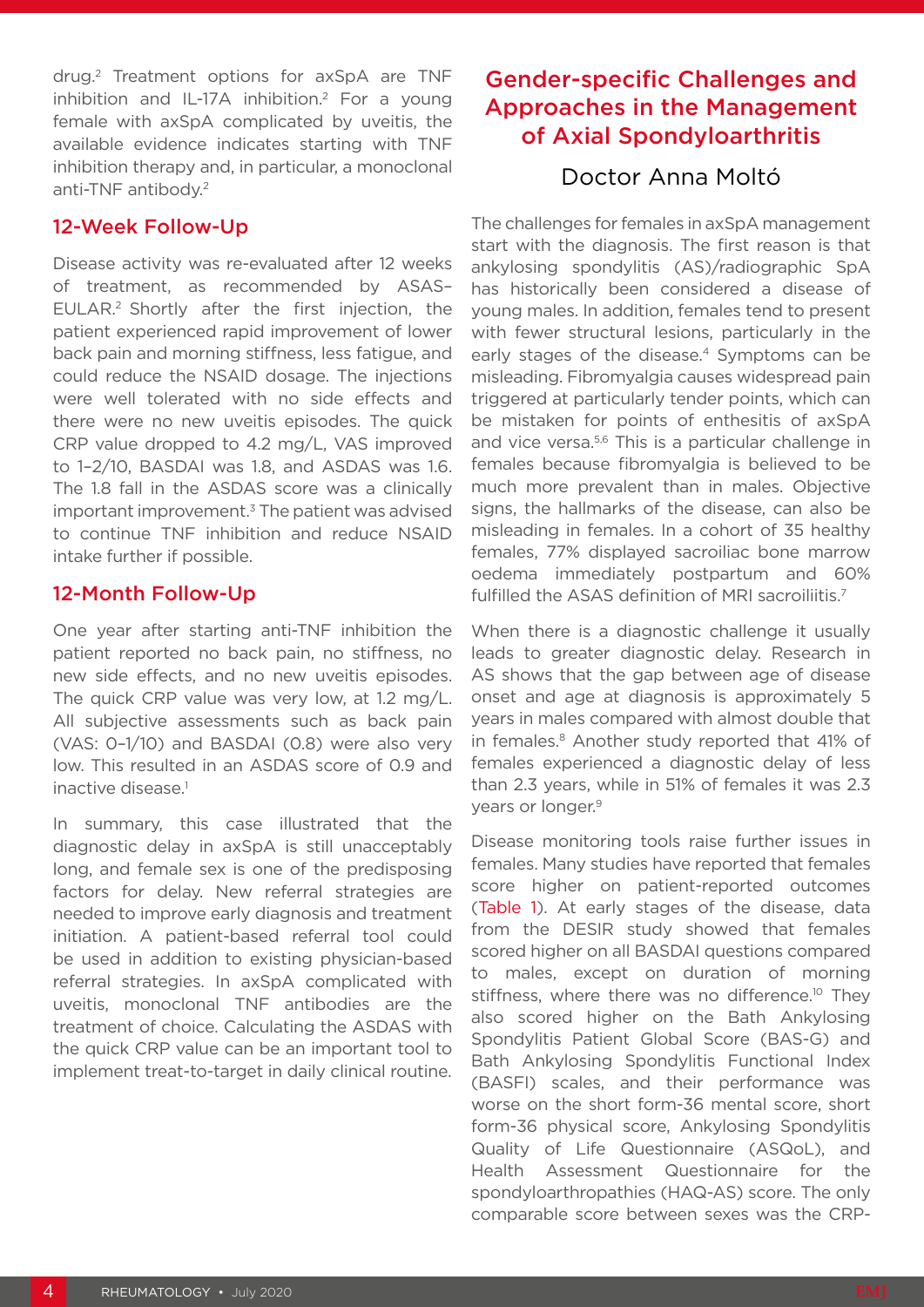drug.[2] Treatment options for axSpA are TNF inhibition and IL-17A inhibition.[2] For a young female with axSpA complicated by uveitis, the available evidence indicates starting with TNF inhibition therapy and, in particular, a monoclonal anti-TNF antibody.[2]

### 12-Week Follow-Up

Disease activity was re-evaluated after 12 weeks of treatment, as recommended by ASAS–EULAR.[2] Shortly after the first injection, the patient experienced rapid improvement of lower back pain and morning stiffness, less fatigue, and could reduce the NSAID dosage. The injections were well tolerated with no side effects and there were no new uveitis episodes. The quick CRP value dropped to 4.2 mg/L, VAS improved to 1–2/10, BASDAI was 1.8, and ASDAS was 1.6. The 1.8 fall in the ASDAS score was a clinically important improvement.[3] The patient was advised to continue TNF inhibition and reduce NSAID intake further if possible.

### 12-Month Follow-Up

One year after starting anti-TNF inhibition the patient reported no back pain, no stiffness, no new side effects, and no new uveitis episodes. The quick CRP value was very low, at 1.2 mg/L. All subjective assessments such as back pain (VAS: 0–1/10) and BASDAI (0.8) were also very low. This resulted in an ASDAS score of 0.9 and inactive disease.[1]

In summary, this case illustrated that the diagnostic delay in axSpA is still unacceptably long, and female sex is one of the predisposing factors for delay. New referral strategies are needed to improve early diagnosis and treatment initiation. A patient-based referral tool could be used in addition to existing physician-based referral strategies. In axSpA complicated with uveitis, monoclonal TNF antibodies are the treatment of choice. Calculating the ASDAS with the quick CRP value can be an important tool to implement treat-to-target in daily clinical routine.

## Gender-specific Challenges and Approaches in the Management of Axial Spondyloarthritis

Doctor Anna Moltó

The challenges for females in axSpA management start with the diagnosis. The first reason is that ankylosing spondylitis (AS)/radiographic SpA has historically been considered a disease of young males. In addition, females tend to present with fewer structural lesions, particularly in the early stages of the disease.[4] Symptoms can be misleading. Fibromyalgia causes widespread pain triggered at particularly tender points, which can be mistaken for points of enthesitis of axSpA and vice versa.[5,6] This is a particular challenge in females because fibromyalgia is believed to be much more prevalent than in males. Objective signs, the hallmarks of the disease, can also be misleading in females. In a cohort of 35 healthy females, 77% displayed sacroiliac bone marrow oedema immediately postpartum and 60% fulfilled the ASAS definition of MRI sacroiliitis.[7]

When there is a diagnostic challenge it usually leads to greater diagnostic delay. Research in AS shows that the gap between age of disease onset and age at diagnosis is approximately 5 years in males compared with almost double that in females.[8] Another study reported that 41% of females experienced a diagnostic delay of less than 2.3 years, while in 51% of females it was 2.3 years or longer.[9]

Disease monitoring tools raise further issues in females. Many studies have reported that females score higher on patient-reported outcomes (Table 1). At early stages of the disease, data from the DESIR study showed that females scored higher on all BASDAI questions compared to males, except on duration of morning stiffness, where there was no difference.[10] They also scored higher on the Bath Ankylosing Spondylitis Patient Global Score (BAS-G) and Bath Ankylosing Spondylitis Functional Index (BASFI) scales, and their performance was worse on the short form-36 mental score, short form-36 physical score, Ankylosing Spondylitis Quality of Life Questionnaire (ASQoL), and Health Assessment Questionnaire for the spondyloarthropathies (HAQ-AS) score. The only comparable score between sexes was the CRP-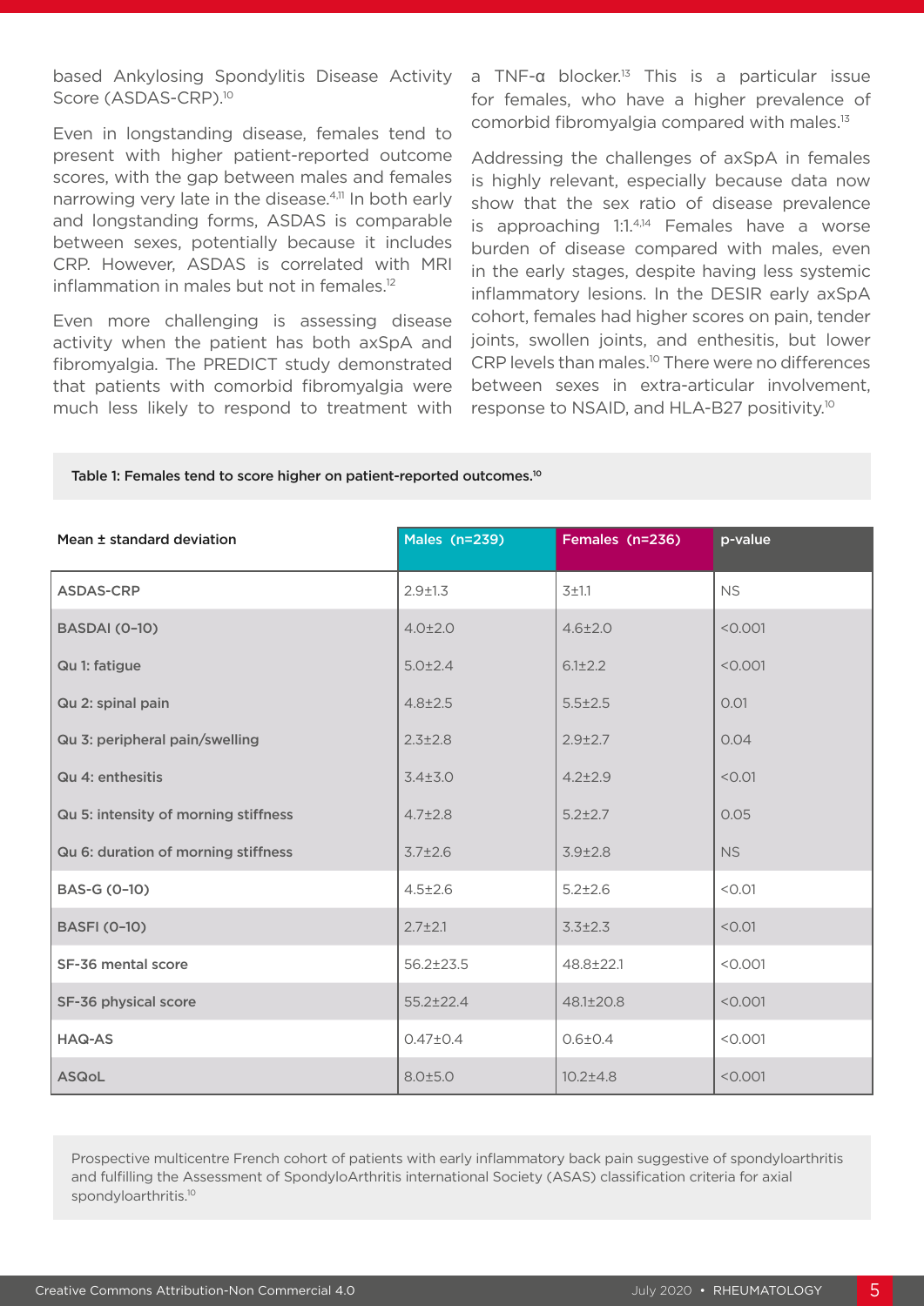based Ankylosing Spondylitis Disease Activity Score (ASDAS-CRP).[10]

Even in longstanding disease, females tend to present with higher patient-reported outcome scores, with the gap between males and females narrowing very late in the disease.[4,11] In both early and longstanding forms, ASDAS is comparable between sexes, potentially because it includes CRP. However, ASDAS is correlated with MRI inflammation in males but not in females.[12]

Even more challenging is assessing disease activity when the patient has both axSpA and fibromyalgia. The PREDICT study demonstrated that patients with comorbid fibromyalgia were much less likely to respond to treatment with a TNF-α blocker.[13] This is a particular issue for females, who have a higher prevalence of comorbid fibromyalgia compared with males.[13]

Addressing the challenges of axSpA in females is highly relevant, especially because data now show that the sex ratio of disease prevalence is approaching 1:1.[4,14] Females have a worse burden of disease compared with males, even in the early stages, despite having less systemic inflammatory lesions. In the DESIR early axSpA cohort, females had higher scores on pain, tender joints, swollen joints, and enthesitis, but lower CRP levels than males.[10] There were no differences between sexes in extra-articular involvement, response to NSAID, and HLA-B27 positivity.[10]

**Table 1: Females tend to score higher on patient-reported outcomes.[10]**

| Mean ± standard deviation | Males (n=239) | Females (n=236) | p-value |
|---|---|---|---|
| ASDAS-CRP | 2.9±1.3 | 3±1.1 | NS |
| BASDAI (0–10) | 4.0±2.0 | 4.6±2.0 | <0.001 |
| Qu 1: fatigue | 5.0±2.4 | 6.1±2.2 | <0.001 |
| Qu 2: spinal pain | 4.8±2.5 | 5.5±2.5 | 0.01 |
| Qu 3: peripheral pain/swelling | 2.3±2.8 | 2.9±2.7 | 0.04 |
| Qu 4: enthesitis | 3.4±3.0 | 4.2±2.9 | <0.01 |
| Qu 5: intensity of morning stiffness | 4.7±2.8 | 5.2±2.7 | 0.05 |
| Qu 6: duration of morning stiffness | 3.7±2.6 | 3.9±2.8 | NS |
| BAS-G (0–10) | 4.5±2.6 | 5.2±2.6 | <0.01 |
| BASFI (0–10) | 2.7±2.1 | 3.3±2.3 | <0.01 |
| SF-36 mental score | 56.2±23.5 | 48.8±22.1 | <0.001 |
| SF-36 physical score | 55.2±22.4 | 48.1±20.8 | <0.001 |
| HAQ-AS | 0.47±0.4 | 0.6±0.4 | <0.001 |
| ASQoL | 8.0±5.0 | 10.2±4.8 | <0.001 |

Prospective multicentre French cohort of patients with early inflammatory back pain suggestive of spondyloarthritis and fulfilling the Assessment of SpondyloArthritis international Society (ASAS) classification criteria for axial spondyloarthritis.[10]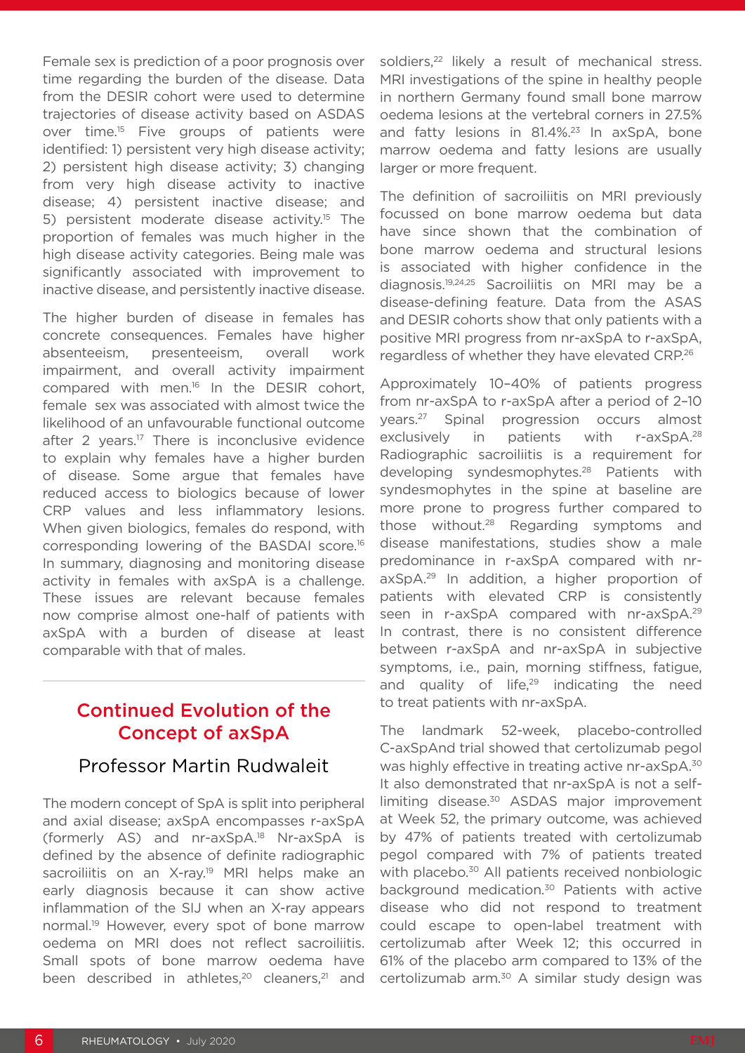Female sex is prediction of a poor prognosis over time regarding the burden of the disease. Data from the DESIR cohort were used to determine trajectories of disease activity based on ASDAS over time.[15] Five groups of patients were identified: 1) persistent very high disease activity; 2) persistent high disease activity; 3) changing from very high disease activity to inactive disease; 4) persistent inactive disease; and 5) persistent moderate disease activity.[15] The proportion of females was much higher in the high disease activity categories. Being male was significantly associated with improvement to inactive disease, and persistently inactive disease.

The higher burden of disease in females has concrete consequences. Females have higher absenteeism, presenteeism, overall work impairment, and overall activity impairment compared with men.[16] In the DESIR cohort, female sex was associated with almost twice the likelihood of an unfavourable functional outcome after 2 years.[17] There is inconclusive evidence to explain why females have a higher burden of disease. Some argue that females have reduced access to biologics because of lower CRP values and less inflammatory lesions. When given biologics, females do respond, with corresponding lowering of the BASDAI score.[16] In summary, diagnosing and monitoring disease activity in females with axSpA is a challenge. These issues are relevant because females now comprise almost one-half of patients with axSpA with a burden of disease at least comparable with that of males.

## Continued Evolution of the Concept of axSpA

### Professor Martin Rudwaleit

The modern concept of SpA is split into peripheral and axial disease; axSpA encompasses r-axSpA (formerly AS) and nr-axSpA.[18] Nr-axSpA is defined by the absence of definite radiographic sacroiliitis on an X-ray.[19] MRI helps make an early diagnosis because it can show active inflammation of the SIJ when an X-ray appears normal.[19] However, every spot of bone marrow oedema on MRI does not reflect sacroiliitis. Small spots of bone marrow oedema have been described in athletes,[20] cleaners,[21] and soldiers,[22] likely a result of mechanical stress. MRI investigations of the spine in healthy people in northern Germany found small bone marrow oedema lesions at the vertebral corners in 27.5% and fatty lesions in 81.4%.[23] In axSpA, bone marrow oedema and fatty lesions are usually larger or more frequent.

The definition of sacroiliitis on MRI previously focussed on bone marrow oedema but data have since shown that the combination of bone marrow oedema and structural lesions is associated with higher confidence in the diagnosis.[19,24,25] Sacroiliitis on MRI may be a disease-defining feature. Data from the ASAS and DESIR cohorts show that only patients with a positive MRI progress from nr-axSpA to r-axSpA, regardless of whether they have elevated CRP.[26]

Approximately 10–40% of patients progress from nr-axSpA to r-axSpA after a period of 2–10 years.[27] Spinal progression occurs almost exclusively in patients with r-axSpA.[28] Radiographic sacroiliitis is a requirement for developing syndesmophytes.[28] Patients with syndesmophytes in the spine at baseline are more prone to progress further compared to those without.[28] Regarding symptoms and disease manifestations, studies show a male predominance in r-axSpA compared with nr-axSpA.[29] In addition, a higher proportion of patients with elevated CRP is consistently seen in r-axSpA compared with nr-axSpA.[29] In contrast, there is no consistent difference between r-axSpA and nr-axSpA in subjective symptoms, i.e., pain, morning stiffness, fatigue, and quality of life,[29] indicating the need to treat patients with nr-axSpA.

The landmark 52-week, placebo-controlled C-axSpAnd trial showed that certolizumab pegol was highly effective in treating active nr-axSpA.[30] It also demonstrated that nr-axSpA is not a self-limiting disease.[30] ASDAS major improvement at Week 52, the primary outcome, was achieved by 47% of patients treated with certolizumab pegol compared with 7% of patients treated with placebo.[30] All patients received nonbiologic background medication.[30] Patients with active disease who did not respond to treatment could escape to open-label treatment with certolizumab after Week 12; this occurred in 61% of the placebo arm compared to 13% of the certolizumab arm.[30] A similar study design was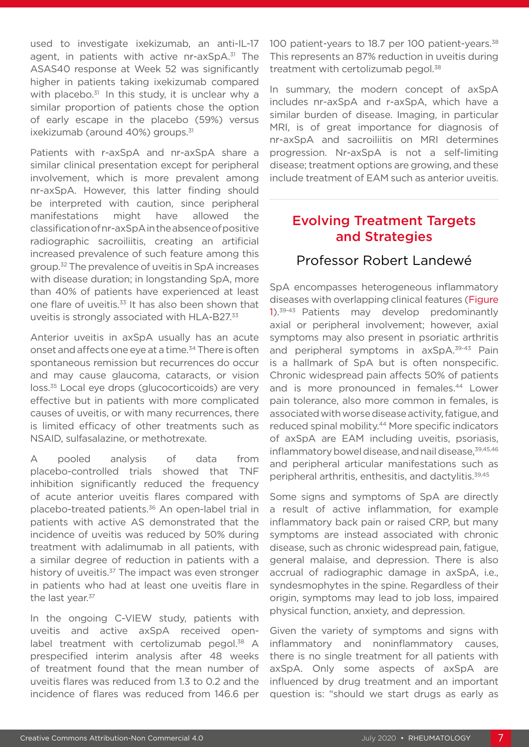used to investigate ixekizumab, an anti-IL-17 agent, in patients with active nr-axSpA.[31] The ASAS40 response at Week 52 was significantly higher in patients taking ixekizumab compared with placebo.[31] In this study, it is unclear why a similar proportion of patients chose the option of early escape in the placebo (59%) versus ixekizumab (around 40%) groups.[31]

Patients with r-axSpA and nr-axSpA share a similar clinical presentation except for peripheral involvement, which is more prevalent among nr-axSpA. However, this latter finding should be interpreted with caution, since peripheral manifestations might have allowed the classification of nr-axSpA in the absence of positive radiographic sacroiliitis, creating an artificial increased prevalence of such feature among this group.[32] The prevalence of uveitis in SpA increases with disease duration; in longstanding SpA, more than 40% of patients have experienced at least one flare of uveitis.[33] It has also been shown that uveitis is strongly associated with HLA-B27.[33]

Anterior uveitis in axSpA usually has an acute onset and affects one eye at a time.[34] There is often spontaneous remission but recurrences do occur and may cause glaucoma, cataracts, or vision loss.[35] Local eye drops (glucocorticoids) are very effective but in patients with more complicated causes of uveitis, or with many recurrences, there is limited efficacy of other treatments such as NSAID, sulfasalazine, or methotrexate.

A pooled analysis of data from placebo-controlled trials showed that TNF inhibition significantly reduced the frequency of acute anterior uveitis flares compared with placebo-treated patients.[36] An open-label trial in patients with active AS demonstrated that the incidence of uveitis was reduced by 50% during treatment with adalimumab in all patients, with a similar degree of reduction in patients with a history of uveitis.[37] The impact was even stronger in patients who had at least one uveitis flare in the last year.[37]

In the ongoing C-VIEW study, patients with uveitis and active axSpA received open-label treatment with certolizumab pegol.[38] A prespecified interim analysis after 48 weeks of treatment found that the mean number of uveitis flares was reduced from 1.3 to 0.2 and the incidence of flares was reduced from 146.6 per 100 patient-years to 18.7 per 100 patient-years.[38] This represents an 87% reduction in uveitis during treatment with certolizumab pegol.[38]

In summary, the modern concept of axSpA includes nr-axSpA and r-axSpA, which have a similar burden of disease. Imaging, in particular MRI, is of great importance for diagnosis of nr-axSpA and sacroiliitis on MRI determines progression. Nr-axSpA is not a self-limiting disease; treatment options are growing, and these include treatment of EAM such as anterior uveitis.

## Evolving Treatment Targets and Strategies

### Professor Robert Landewé

SpA encompasses heterogeneous inflammatory diseases with overlapping clinical features (Figure 1).[39-43] Patients may develop predominantly axial or peripheral involvement; however, axial symptoms may also present in psoriatic arthritis and peripheral symptoms in axSpA.[39-43] Pain is a hallmark of SpA but is often nonspecific. Chronic widespread pain affects 50% of patients and is more pronounced in females.[44] Lower pain tolerance, also more common in females, is associated with worse disease activity, fatigue, and reduced spinal mobility.[44] More specific indicators of axSpA are EAM including uveitis, psoriasis, inflammatory bowel disease, and nail disease,[39,45,46] and peripheral articular manifestations such as peripheral arthritis, enthesitis, and dactylitis.[39,45]

Some signs and symptoms of SpA are directly a result of active inflammation, for example inflammatory back pain or raised CRP, but many symptoms are instead associated with chronic disease, such as chronic widespread pain, fatigue, general malaise, and depression. There is also accrual of radiographic damage in axSpA, i.e., syndesmophytes in the spine. Regardless of their origin, symptoms may lead to job loss, impaired physical function, anxiety, and depression.

Given the variety of symptoms and signs with inflammatory and noninflammatory causes, there is no single treatment for all patients with axSpA. Only some aspects of axSpA are influenced by drug treatment and an important question is: "should we start drugs as early as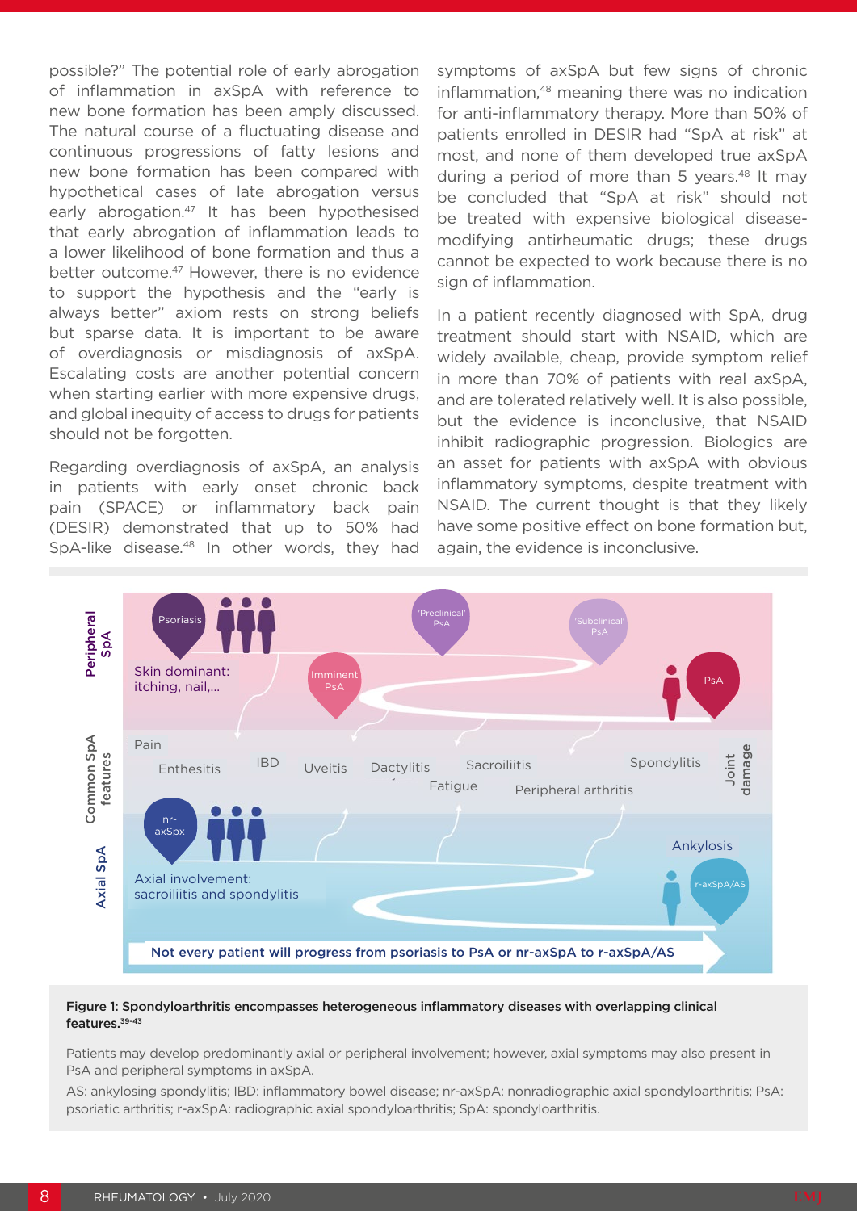possible?" The potential role of early abrogation of inflammation in axSpA with reference to new bone formation has been amply discussed. The natural course of a fluctuating disease and continuous progressions of fatty lesions and new bone formation has been compared with hypothetical cases of late abrogation versus early abrogation.[47] It has been hypothesised that early abrogation of inflammation leads to a lower likelihood of bone formation and thus a better outcome.[47] However, there is no evidence to support the hypothesis and the "early is always better" axiom rests on strong beliefs but sparse data. It is important to be aware of overdiagnosis or misdiagnosis of axSpA. Escalating costs are another potential concern when starting earlier with more expensive drugs, and global inequity of access to drugs for patients should not be forgotten.

Regarding overdiagnosis of axSpA, an analysis in patients with early onset chronic back pain (SPACE) or inflammatory back pain (DESIR) demonstrated that up to 50% had SpA-like disease.[48] In other words, they had symptoms of axSpA but few signs of chronic inflammation,[48] meaning there was no indication for anti-inflammatory therapy. More than 50% of patients enrolled in DESIR had "SpA at risk" at most, and none of them developed true axSpA during a period of more than 5 years.[48] It may be concluded that "SpA at risk" should not be treated with expensive biological disease-modifying antirheumatic drugs; these drugs cannot be expected to work because there is no sign of inflammation.

In a patient recently diagnosed with SpA, drug treatment should start with NSAID, which are widely available, cheap, provide symptom relief in more than 70% of patients with real axSpA, and are tolerated relatively well. It is also possible, but the evidence is inconclusive, that NSAID inhibit radiographic progression. Biologics are an asset for patients with axSpA with obvious inflammatory symptoms, despite treatment with NSAID. The current thought is that they likely have some positive effect on bone formation but, again, the evidence is inconclusive.

**Figure 1: Spondyloarthritis encompasses heterogeneous inflammatory diseases with overlapping clinical features.**[39-43]

Patients may develop predominantly axial or peripheral involvement; however, axial symptoms may also present in PsA and peripheral symptoms in axSpA.

AS: ankylosing spondylitis; IBD: inflammatory bowel disease; nr-axSpA: nonradiographic axial spondyloarthritis; PsA: psoriatic arthritis; r-axSpA: radiographic axial spondyloarthritis; SpA: spondyloarthritis.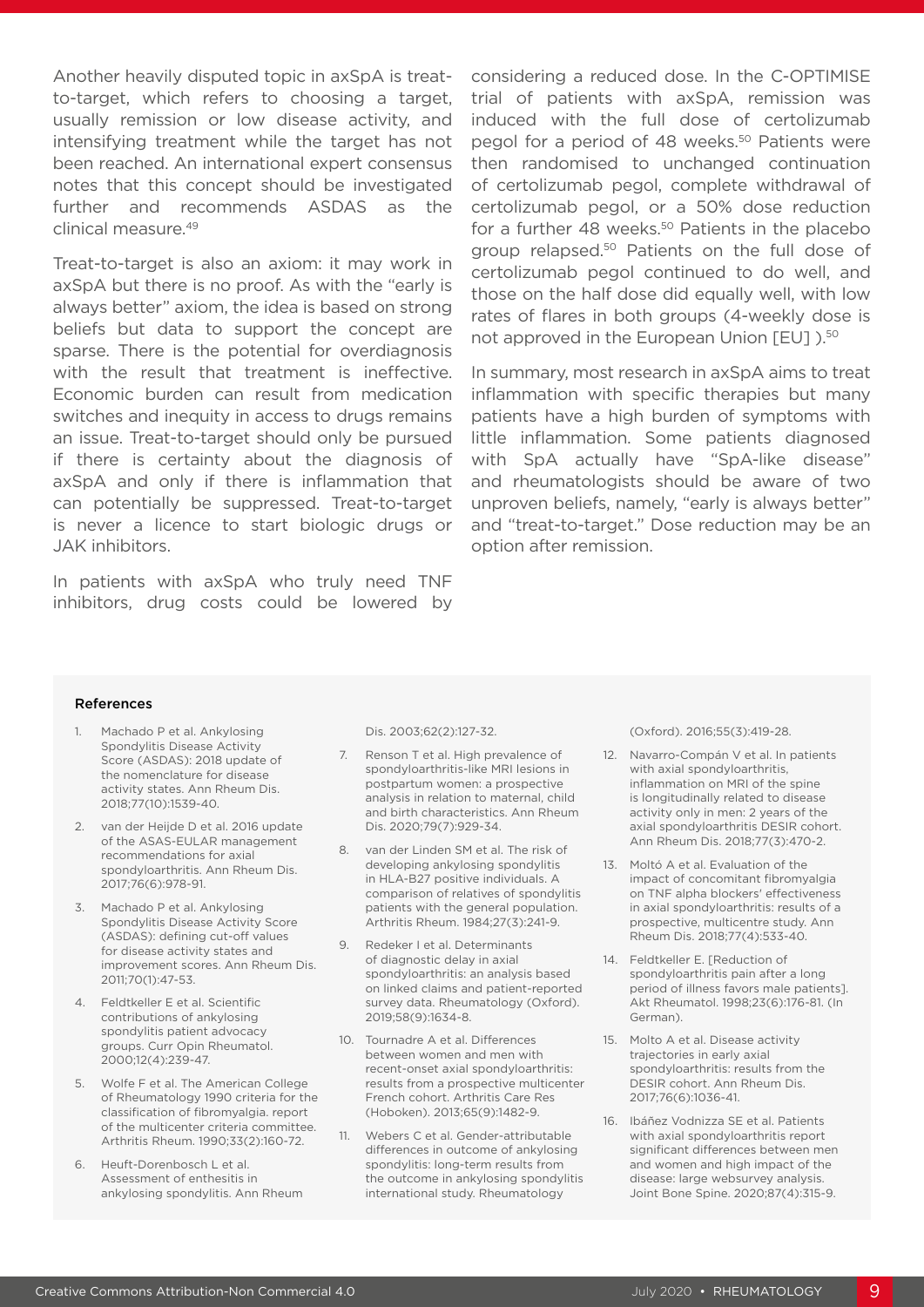Another heavily disputed topic in axSpA is treat-to-target, which refers to choosing a target, usually remission or low disease activity, and intensifying treatment while the target has not been reached. An international expert consensus notes that this concept should be investigated further and recommends ASDAS as the clinical measure.[49]

Treat-to-target is also an axiom: it may work in axSpA but there is no proof. As with the "early is always better" axiom, the idea is based on strong beliefs but data to support the concept are sparse. There is the potential for overdiagnosis with the result that treatment is ineffective. Economic burden can result from medication switches and inequity in access to drugs remains an issue. Treat-to-target should only be pursued if there is certainty about the diagnosis of axSpA and only if there is inflammation that can potentially be suppressed. Treat-to-target is never a licence to start biologic drugs or JAK inhibitors.

In patients with axSpA who truly need TNF inhibitors, drug costs could be lowered by considering a reduced dose. In the C-OPTIMISE trial of patients with axSpA, remission was induced with the full dose of certolizumab pegol for a period of 48 weeks.[50] Patients were then randomised to unchanged continuation of certolizumab pegol, complete withdrawal of certolizumab pegol, or a 50% dose reduction for a further 48 weeks.[50] Patients in the placebo group relapsed.[50] Patients on the full dose of certolizumab pegol continued to do well, and those on the half dose did equally well, with low rates of flares in both groups (4-weekly dose is not approved in the European Union [EU] ).[50]

In summary, most research in axSpA aims to treat inflammation with specific therapies but many patients have a high burden of symptoms with little inflammation. Some patients diagnosed with SpA actually have "SpA-like disease" and rheumatologists should be aware of two unproven beliefs, namely, "early is always better" and "treat-to-target." Dose reduction may be an option after remission.

## References

1. Machado P et al. Ankylosing Spondylitis Disease Activity Score (ASDAS): 2018 update of the nomenclature for disease activity states. Ann Rheum Dis. 2018;77(10):1539-40.
2. van der Heijde D et al. 2016 update of the ASAS-EULAR management recommendations for axial spondyloarthritis. Ann Rheum Dis. 2017;76(6):978-91.
3. Machado P et al. Ankylosing Spondylitis Disease Activity Score (ASDAS): defining cut-off values for disease activity states and improvement scores. Ann Rheum Dis. 2011;70(1):47-53.
4. Feldtkeller E et al. Scientific contributions of ankylosing spondylitis patient advocacy groups. Curr Opin Rheumatol. 2000;12(4):239-47.
5. Wolfe F et al. The American College of Rheumatology 1990 criteria for the classification of fibromyalgia. report of the multicenter criteria committee. Arthritis Rheum. 1990;33(2):160-72.
6. Heuft-Dorenbosch L et al. Assessment of enthesitis in ankylosing spondylitis. Ann Rheum Dis. 2003;62(2):127-32.
7. Renson T et al. High prevalence of spondyloarthritis-like MRI lesions in postpartum women: a prospective analysis in relation to maternal, child and birth characteristics. Ann Rheum Dis. 2020;79(7):929-34.
8. van der Linden SM et al. The risk of developing ankylosing spondylitis in HLA-B27 positive individuals. A comparison of relatives of spondylitis patients with the general population. Arthritis Rheum. 1984;27(3):241-9.
9. Redeker I et al. Determinants of diagnostic delay in axial spondyloarthritis: an analysis based on linked claims and patient-reported survey data. Rheumatology (Oxford). 2019;58(9):1634-8.
10. Tournadre A et al. Differences between women and men with recent-onset axial spondyloarthritis: results from a prospective multicenter French cohort. Arthritis Care Res (Hoboken). 2013;65(9):1482-9.
11. Webers C et al. Gender-attributable differences in outcome of ankylosing spondylitis: long-term results from the outcome in ankylosing spondylitis international study. Rheumatology (Oxford). 2016;55(3):419-28.
12. Navarro-Compán V et al. In patients with axial spondyloarthritis, inflammation on MRI of the spine is longitudinally related to disease activity only in men: 2 years of the axial spondyloarthritis DESIR cohort. Ann Rheum Dis. 2018;77(3):470-2.
13. Moltó A et al. Evaluation of the impact of concomitant fibromyalgia on TNF alpha blockers' effectiveness in axial spondyloarthritis: results of a prospective, multicentre study. Ann Rheum Dis. 2018;77(4):533-40.
14. Feldtkeller E. [Reduction of spondyloarthritis pain after a long period of illness favors male patients]. Akt Rheumatol. 1998;23(6):176-81. (In German).
15. Molto A et al. Disease activity trajectories in early axial spondyloarthritis: results from the DESIR cohort. Ann Rheum Dis. 2017;76(6):1036-41.
16. Ibáñez Vodnizza SE et al. Patients with axial spondyloarthritis report significant differences between men and women and high impact of the disease: large websurvey analysis. Joint Bone Spine. 2020;87(4):315-9.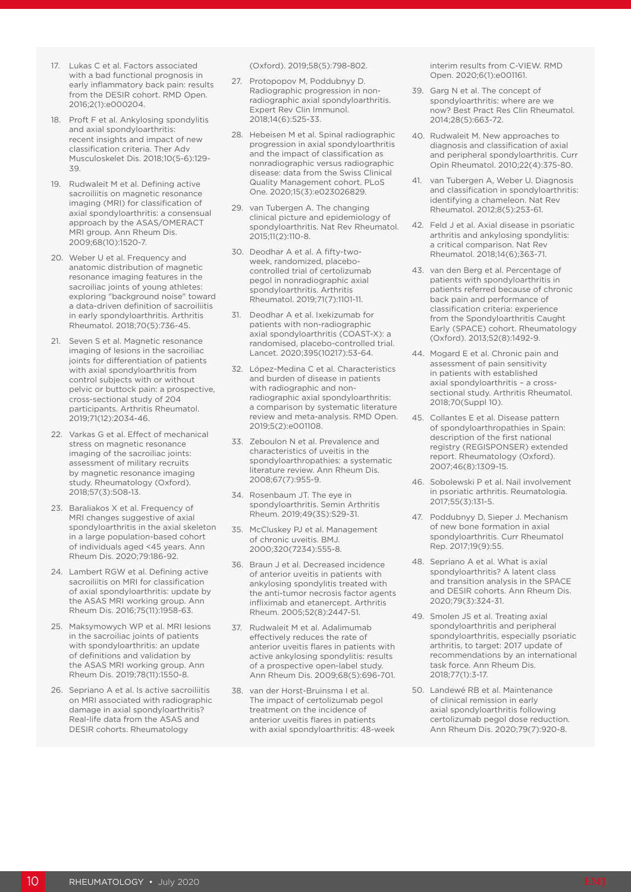17. Lukas C et al. Factors associated with a bad functional prognosis in early inflammatory back pain: results from the DESIR cohort. RMD Open. 2016;2(1):e000204.
18. Proft F et al. Ankylosing spondylitis and axial spondyloarthritis: recent insights and impact of new classification criteria. Ther Adv Musculoskelet Dis. 2018;10(5-6):129-39.
19. Rudwaleit M et al. Defining active sacroiliitis on magnetic resonance imaging (MRI) for classification of axial spondyloarthritis: a consensual approach by the ASAS/OMERACT MRI group. Ann Rheum Dis. 2009;68(10):1520-7.
20. Weber U et al. Frequency and anatomic distribution of magnetic resonance imaging features in the sacroiliac joints of young athletes: exploring "background noise" toward a data-driven definition of sacroiliitis in early spondyloarthritis. Arthritis Rheumatol. 2018;70(5):736-45.
21. Seven S et al. Magnetic resonance imaging of lesions in the sacroiliac joints for differentiation of patients with axial spondyloarthritis from control subjects with or without pelvic or buttock pain: a prospective, cross-sectional study of 204 participants. Arthritis Rheumatol. 2019;71(12):2034-46.
22. Varkas G et al. Effect of mechanical stress on magnetic resonance imaging of the sacroiliac joints: assessment of military recruits by magnetic resonance imaging study. Rheumatology (Oxford). 2018;57(3):508-13.
23. Baraliakos X et al. Frequency of MRI changes suggestive of axial spondyloarthritis in the axial skeleton in a large population-based cohort of individuals aged <45 years. Ann Rheum Dis. 2020;79:186-92.
24. Lambert RGW et al. Defining active sacroiliitis on MRI for classification of axial spondyloarthritis: update by the ASAS MRI working group. Ann Rheum Dis. 2016;75(11):1958-63.
25. Maksymowych WP et al. MRI lesions in the sacroiliac joints of patients with spondyloarthritis: an update of definitions and validation by the ASAS MRI working group. Ann Rheum Dis. 2019;78(11):1550-8.
26. Sepriano A et al. Is active sacroiliitis on MRI associated with radiographic damage in axial spondyloarthritis? Real-life data from the ASAS and DESIR cohorts. Rheumatology (Oxford). 2019;58(5):798-802.
27. Protopopov M, Poddubnyy D. Radiographic progression in non-radiographic axial spondyloarthritis. Expert Rev Clin Immunol. 2018;14(6):525-33.
28. Hebeisen M et al. Spinal radiographic progression in axial spondyloarthritis and the impact of classification as nonradiographic versus radiographic disease: data from the Swiss Clinical Quality Management cohort. PLoS One. 2020;15(3):e023026829.
29. van Tubergen A. The changing clinical picture and epidemiology of spondyloarthritis. Nat Rev Rheumatol. 2015;11(2):110-8.
30. Deodhar A et al. A fifty-two-week, randomized, placebo-controlled trial of certolizumab pegol in nonradiographic axial spondyloarthritis. Arthritis Rheumatol. 2019;71(7):1101-11.
31. Deodhar A et al. Ixekizumab for patients with non-radiographic axial spondyloarthritis (COAST-X): a randomised, placebo-controlled trial. Lancet. 2020;395(10217):53-64.
32. López-Medina C et al. Characteristics and burden of disease in patients with radiographic and non-radiographic axial spondyloarthritis: a comparison by systematic literature review and meta-analysis. RMD Open. 2019;5(2):e001108.
33. Zeboulon N et al. Prevalence and characteristics of uveitis in the spondyloarthropathies: a systematic literature review. Ann Rheum Dis. 2008;67(7):955-9.
34. Rosenbaum JT. The eye in spondyloarthritis. Semin Arthritis Rheum. 2019;49(3S):S29-31.
35. McCluskey PJ et al. Management of chronic uveitis. BMJ. 2000;320(7234):555-8.
36. Braun J et al. Decreased incidence of anterior uveitis in patients with ankylosing spondylitis treated with the anti-tumor necrosis factor agents infliximab and etanercept. Arthritis Rheum. 2005;52(8):2447-51.
37. Rudwaleit M et al. Adalimumab effectively reduces the rate of anterior uveitis flares in patients with active ankylosing spondylitis: results of a prospective open-label study. Ann Rheum Dis. 2009;68(5):696-701.
38. van der Horst-Bruinsma I et al. The impact of certolizumab pegol treatment on the incidence of anterior uveitis flares in patients with axial spondyloarthritis: 48-week interim results from C-VIEW. RMD Open. 2020;6(1):e001161.
39. Garg N et al. The concept of spondyloarthritis: where are we now? Best Pract Res Clin Rheumatol. 2014;28(5):663-72.
40. Rudwaleit M. New approaches to diagnosis and classification of axial and peripheral spondyloarthritis. Curr Opin Rheumatol. 2010;22(4):375-80.
41. van Tubergen A, Weber U. Diagnosis and classification in spondyloarthritis: identifying a chameleon. Nat Rev Rheumatol. 2012;8(5):253-61.
42. Feld J et al. Axial disease in psoriatic arthritis and ankylosing spondylitis: a critical comparison. Nat Rev Rheumatol. 2018;14(6);363-71.
43. van den Berg et al. Percentage of patients with spondyloarthritis in patients referred because of chronic back pain and performance of classification criteria: experience from the Spondyloarthritis Caught Early (SPACE) cohort. Rheumatology (Oxford). 2013;52(8):1492-9.
44. Mogard E et al. Chronic pain and assessment of pain sensitivity in patients with established axial spondyloarthritis – a cross-sectional study. Arthritis Rheumatol. 2018;70(Suppl 10).
45. Collantes E et al. Disease pattern of spondyloarthropathies in Spain: description of the first national registry (REGISPONSER) extended report. Rheumatology (Oxford). 2007;46(8):1309-15.
46. Sobolewski P et al. Nail involvement in psoriatic arthritis. Reumatologia. 2017;55(3):131-5.
47. Poddubnyy D, Sieper J. Mechanism of new bone formation in axial spondyloarthritis. Curr Rheumatol Rep. 2017;19(9):55.
48. Sepriano A et al. What is axial spondyloarthritis? A latent class and transition analysis in the SPACE and DESIR cohorts. Ann Rheum Dis. 2020;79(3):324-31.
49. Smolen JS et al. Treating axial spondyloarthritis and peripheral spondyloarthritis, especially psoriatic arthritis, to target: 2017 update of recommendations by an international task force. Ann Rheum Dis. 2018;77(1):3-17.
50. Landewé RB et al. Maintenance of clinical remission in early axial spondyloarthritis following certolizumab pegol dose reduction. Ann Rheum Dis. 2020;79(7):920-8.